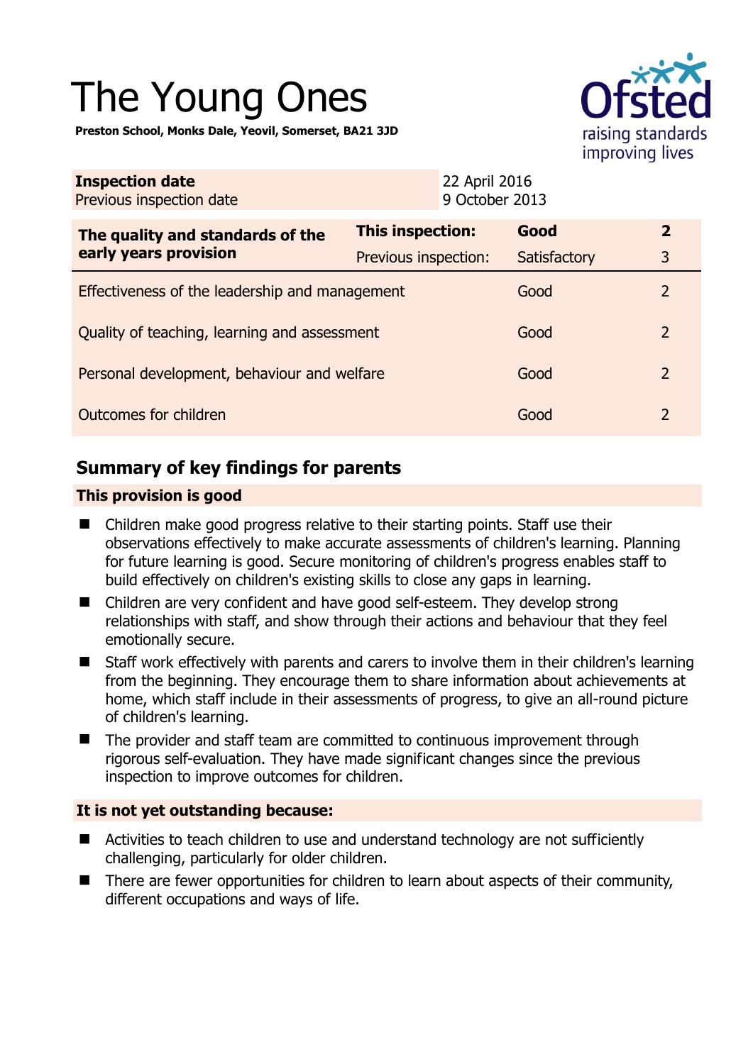# The Young Ones

**Preston School, Monks Dale, Yeovil, Somerset, BA21 3JD**

| **Inspection date** | 22 April 2016 |
|---|---|
| Previous inspection date | 9 October 2013 |

| **The quality and standards of the early years provision** | **This inspection:** | **Good** | **2** |
|---|---|---|---|
| | Previous inspection: | Satisfactory | 3 |
| Effectiveness of the leadership and management | | Good | 2 |
| Quality of teaching, learning and assessment | | Good | 2 |
| Personal development, behaviour and welfare | | Good | 2 |
| Outcomes for children | | Good | 2 |

## Summary of key findings for parents

**This provision is good**

- Children make good progress relative to their starting points. Staff use their observations effectively to make accurate assessments of children's learning. Planning for future learning is good. Secure monitoring of children's progress enables staff to build effectively on children's existing skills to close any gaps in learning.
- Children are very confident and have good self-esteem. They develop strong relationships with staff, and show through their actions and behaviour that they feel emotionally secure.
- Staff work effectively with parents and carers to involve them in their children's learning from the beginning. They encourage them to share information about achievements at home, which staff include in their assessments of progress, to give an all-round picture of children's learning.
- The provider and staff team are committed to continuous improvement through rigorous self-evaluation. They have made significant changes since the previous inspection to improve outcomes for children.

**It is not yet outstanding because:**

- Activities to teach children to use and understand technology are not sufficiently challenging, particularly for older children.
- There are fewer opportunities for children to learn about aspects of their community, different occupations and ways of life.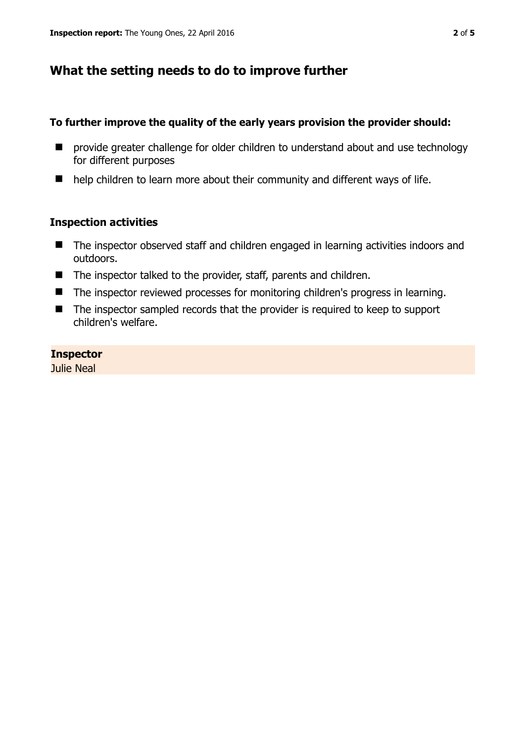## What the setting needs to do to improve further

**To further improve the quality of the early years provision the provider should:**

- provide greater challenge for older children to understand about and use technology for different purposes
- help children to learn more about their community and different ways of life.

### Inspection activities

- The inspector observed staff and children engaged in learning activities indoors and outdoors.
- The inspector talked to the provider, staff, parents and children.
- The inspector reviewed processes for monitoring children's progress in learning.
- The inspector sampled records that the provider is required to keep to support children's welfare.

**Inspector**
Julie Neal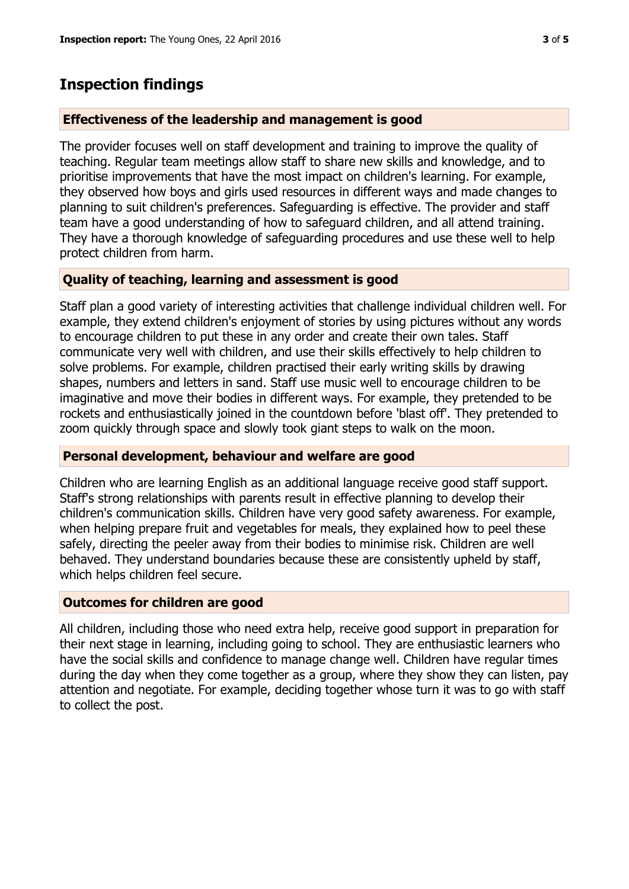## Inspection findings

### Effectiveness of the leadership and management is good

The provider focuses well on staff development and training to improve the quality of teaching. Regular team meetings allow staff to share new skills and knowledge, and to prioritise improvements that have the most impact on children's learning. For example, they observed how boys and girls used resources in different ways and made changes to planning to suit children's preferences. Safeguarding is effective. The provider and staff team have a good understanding of how to safeguard children, and all attend training. They have a thorough knowledge of safeguarding procedures and use these well to help protect children from harm.

### Quality of teaching, learning and assessment is good

Staff plan a good variety of interesting activities that challenge individual children well. For example, they extend children's enjoyment of stories by using pictures without any words to encourage children to put these in any order and create their own tales. Staff communicate very well with children, and use their skills effectively to help children to solve problems. For example, children practised their early writing skills by drawing shapes, numbers and letters in sand. Staff use music well to encourage children to be imaginative and move their bodies in different ways. For example, they pretended to be rockets and enthusiastically joined in the countdown before 'blast off'. They pretended to zoom quickly through space and slowly took giant steps to walk on the moon.

### Personal development, behaviour and welfare are good

Children who are learning English as an additional language receive good staff support. Staff's strong relationships with parents result in effective planning to develop their children's communication skills. Children have very good safety awareness. For example, when helping prepare fruit and vegetables for meals, they explained how to peel these safely, directing the peeler away from their bodies to minimise risk. Children are well behaved. They understand boundaries because these are consistently upheld by staff, which helps children feel secure.

### Outcomes for children are good

All children, including those who need extra help, receive good support in preparation for their next stage in learning, including going to school. They are enthusiastic learners who have the social skills and confidence to manage change well. Children have regular times during the day when they come together as a group, where they show they can listen, pay attention and negotiate. For example, deciding together whose turn it was to go with staff to collect the post.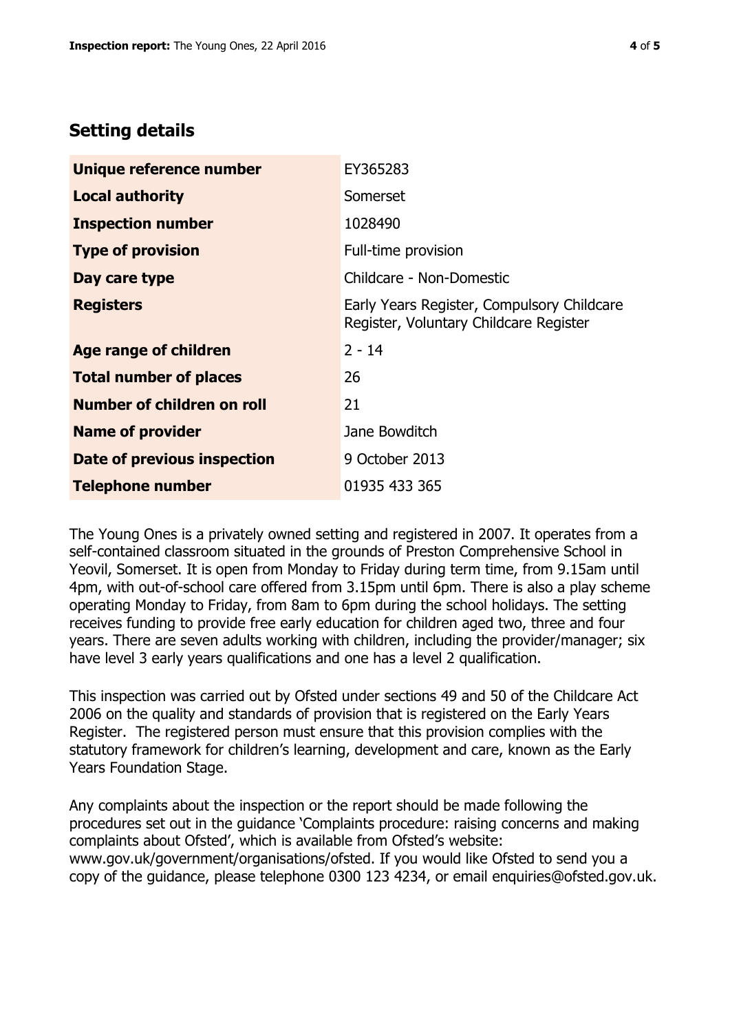## Setting details

| | |
|---|---|
| **Unique reference number** | EY365283 |
| **Local authority** | Somerset |
| **Inspection number** | 1028490 |
| **Type of provision** | Full-time provision |
| **Day care type** | Childcare - Non-Domestic |
| **Registers** | Early Years Register, Compulsory Childcare Register, Voluntary Childcare Register |
| **Age range of children** | 2 - 14 |
| **Total number of places** | 26 |
| **Number of children on roll** | 21 |
| **Name of provider** | Jane Bowditch |
| **Date of previous inspection** | 9 October 2013 |
| **Telephone number** | 01935 433 365 |

The Young Ones is a privately owned setting and registered in 2007. It operates from a self-contained classroom situated in the grounds of Preston Comprehensive School in Yeovil, Somerset. It is open from Monday to Friday during term time, from 9.15am until 4pm, with out-of-school care offered from 3.15pm until 6pm. There is also a play scheme operating Monday to Friday, from 8am to 6pm during the school holidays. The setting receives funding to provide free early education for children aged two, three and four years. There are seven adults working with children, including the provider/manager; six have level 3 early years qualifications and one has a level 2 qualification.

This inspection was carried out by Ofsted under sections 49 and 50 of the Childcare Act 2006 on the quality and standards of provision that is registered on the Early Years Register. The registered person must ensure that this provision complies with the statutory framework for children's learning, development and care, known as the Early Years Foundation Stage.

Any complaints about the inspection or the report should be made following the procedures set out in the guidance 'Complaints procedure: raising concerns and making complaints about Ofsted', which is available from Ofsted's website: www.gov.uk/government/organisations/ofsted. If you would like Ofsted to send you a copy of the guidance, please telephone 0300 123 4234, or email enquiries@ofsted.gov.uk.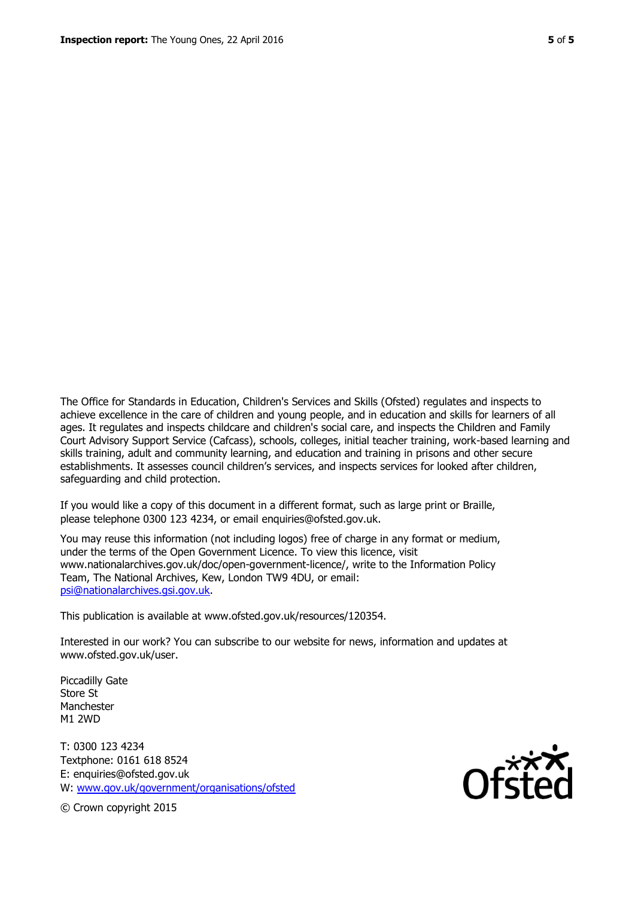The Office for Standards in Education, Children's Services and Skills (Ofsted) regulates and inspects to achieve excellence in the care of children and young people, and in education and skills for learners of all ages. It regulates and inspects childcare and children's social care, and inspects the Children and Family Court Advisory Support Service (Cafcass), schools, colleges, initial teacher training, work-based learning and skills training, adult and community learning, and education and training in prisons and other secure establishments. It assesses council children's services, and inspects services for looked after children, safeguarding and child protection.

If you would like a copy of this document in a different format, such as large print or Braille, please telephone 0300 123 4234, or email enquiries@ofsted.gov.uk.

You may reuse this information (not including logos) free of charge in any format or medium, under the terms of the Open Government Licence. To view this licence, visit www.nationalarchives.gov.uk/doc/open-government-licence/, write to the Information Policy Team, The National Archives, Kew, London TW9 4DU, or email: psi@nationalarchives.gsi.gov.uk.

This publication is available at www.ofsted.gov.uk/resources/120354.

Interested in our work? You can subscribe to our website for news, information and updates at www.ofsted.gov.uk/user.

Piccadilly Gate
Store St
Manchester
M1 2WD

T: 0300 123 4234
Textphone: 0161 618 8524
E: enquiries@ofsted.gov.uk
W: www.gov.uk/government/organisations/ofsted

Ofsted

© Crown copyright 2015